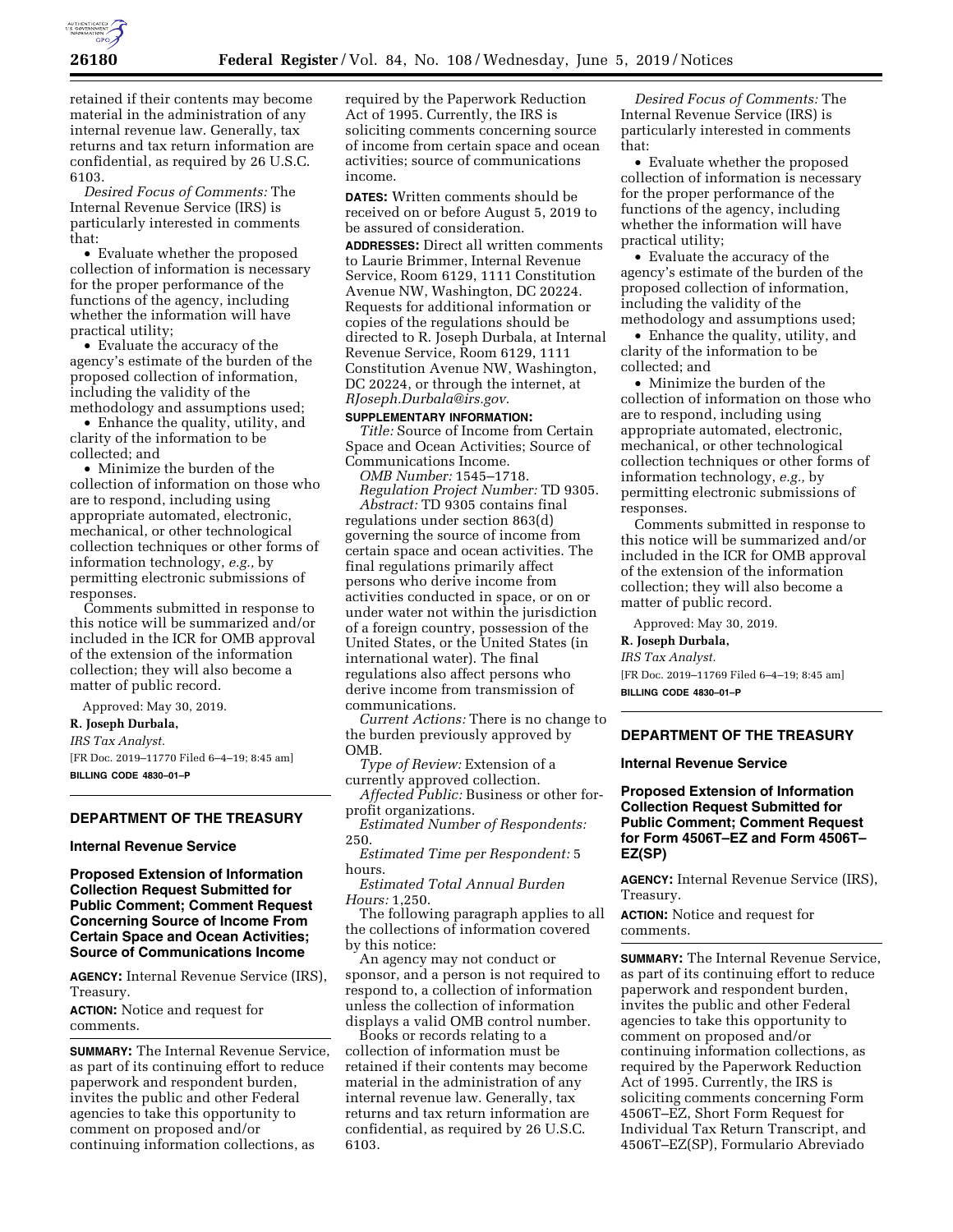retained if their contents may become material in the administration of any internal revenue law. Generally, tax returns and tax return information are confidential, as required by 26 U.S.C. 6103.

*Desired Focus of Comments:* The Internal Revenue Service (IRS) is particularly interested in comments that:

- Evaluate whether the proposed collection of information is necessary for the proper performance of the functions of the agency, including whether the information will have practical utility;
- Evaluate the accuracy of the agency's estimate of the burden of the proposed collection of information, including the validity of the methodology and assumptions used;
- Enhance the quality, utility, and clarity of the information to be collected; and
- Minimize the burden of the collection of information on those who are to respond, including using appropriate automated, electronic, mechanical, or other technological collection techniques or other forms of information technology, *e.g.,* by permitting electronic submissions of responses.

Comments submitted in response to this notice will be summarized and/or included in the ICR for OMB approval of the extension of the information collection; they will also become a matter of public record.

Approved: May 30, 2019.

**R. Joseph Durbala,**

*IRS Tax Analyst.*

[FR Doc. 2019–11770 Filed 6–4–19; 8:45 am]

**BILLING CODE 4830–01–P**

## DEPARTMENT OF THE TREASURY

### Internal Revenue Service

### Proposed Extension of Information Collection Request Submitted for Public Comment; Comment Request Concerning Source of Income From Certain Space and Ocean Activities; Source of Communications Income

**AGENCY:** Internal Revenue Service (IRS), Treasury.

**ACTION:** Notice and request for comments.

**SUMMARY:** The Internal Revenue Service, as part of its continuing effort to reduce paperwork and respondent burden, invites the public and other Federal agencies to take this opportunity to comment on proposed and/or continuing information collections, as required by the Paperwork Reduction Act of 1995. Currently, the IRS is soliciting comments concerning source of income from certain space and ocean activities; source of communications income.

**DATES:** Written comments should be received on or before August 5, 2019 to be assured of consideration.

**ADDRESSES:** Direct all written comments to Laurie Brimmer, Internal Revenue Service, Room 6129, 1111 Constitution Avenue NW, Washington, DC 20224. Requests for additional information or copies of the regulations should be directed to R. Joseph Durbala, at Internal Revenue Service, Room 6129, 1111 Constitution Avenue NW, Washington, DC 20224, or through the internet, at *RJoseph.Durbala@irs.gov.*

**SUPPLEMENTARY INFORMATION:**

*Title:* Source of Income from Certain Space and Ocean Activities; Source of Communications Income.

*OMB Number:* 1545–1718.

*Regulation Project Number:* TD 9305.

*Abstract:* TD 9305 contains final regulations under section 863(d) governing the source of income from certain space and ocean activities. The final regulations primarily affect persons who derive income from activities conducted in space, or on or under water not within the jurisdiction of a foreign country, possession of the United States, or the United States (in international water). The final regulations also affect persons who derive income from transmission of communications.

*Current Actions:* There is no change to the burden previously approved by OMB.

*Type of Review:* Extension of a currently approved collection.

*Affected Public:* Business or other for-profit organizations.

*Estimated Number of Respondents:* 250.

*Estimated Time per Respondent:* 5 hours.

*Estimated Total Annual Burden Hours:* 1,250.

The following paragraph applies to all the collections of information covered by this notice:

An agency may not conduct or sponsor, and a person is not required to respond to, a collection of information unless the collection of information displays a valid OMB control number.

Books or records relating to a collection of information must be retained if their contents may become material in the administration of any internal revenue law. Generally, tax returns and tax return information are confidential, as required by 26 U.S.C. 6103.

*Desired Focus of Comments:* The Internal Revenue Service (IRS) is particularly interested in comments that:

- Evaluate whether the proposed collection of information is necessary for the proper performance of the functions of the agency, including whether the information will have practical utility;
- Evaluate the accuracy of the agency's estimate of the burden of the proposed collection of information, including the validity of the methodology and assumptions used;
- Enhance the quality, utility, and clarity of the information to be collected; and
- Minimize the burden of the collection of information on those who are to respond, including using appropriate automated, electronic, mechanical, or other technological collection techniques or other forms of information technology, *e.g.,* by permitting electronic submissions of responses.

Comments submitted in response to this notice will be summarized and/or included in the ICR for OMB approval of the extension of the information collection; they will also become a matter of public record.

Approved: May 30, 2019.

**R. Joseph Durbala,**

*IRS Tax Analyst.*

[FR Doc. 2019–11769 Filed 6–4–19; 8:45 am]

**BILLING CODE 4830–01–P**

## DEPARTMENT OF THE TREASURY

### Internal Revenue Service

### Proposed Extension of Information Collection Request Submitted for Public Comment; Comment Request for Form 4506T–EZ and Form 4506T–EZ(SP)

**AGENCY:** Internal Revenue Service (IRS), Treasury.

**ACTION:** Notice and request for comments.

**SUMMARY:** The Internal Revenue Service, as part of its continuing effort to reduce paperwork and respondent burden, invites the public and other Federal agencies to take this opportunity to comment on proposed and/or continuing information collections, as required by the Paperwork Reduction Act of 1995. Currently, the IRS is soliciting comments concerning Form 4506T–EZ, Short Form Request for Individual Tax Return Transcript, and 4506T–EZ(SP), Formulario Abreviado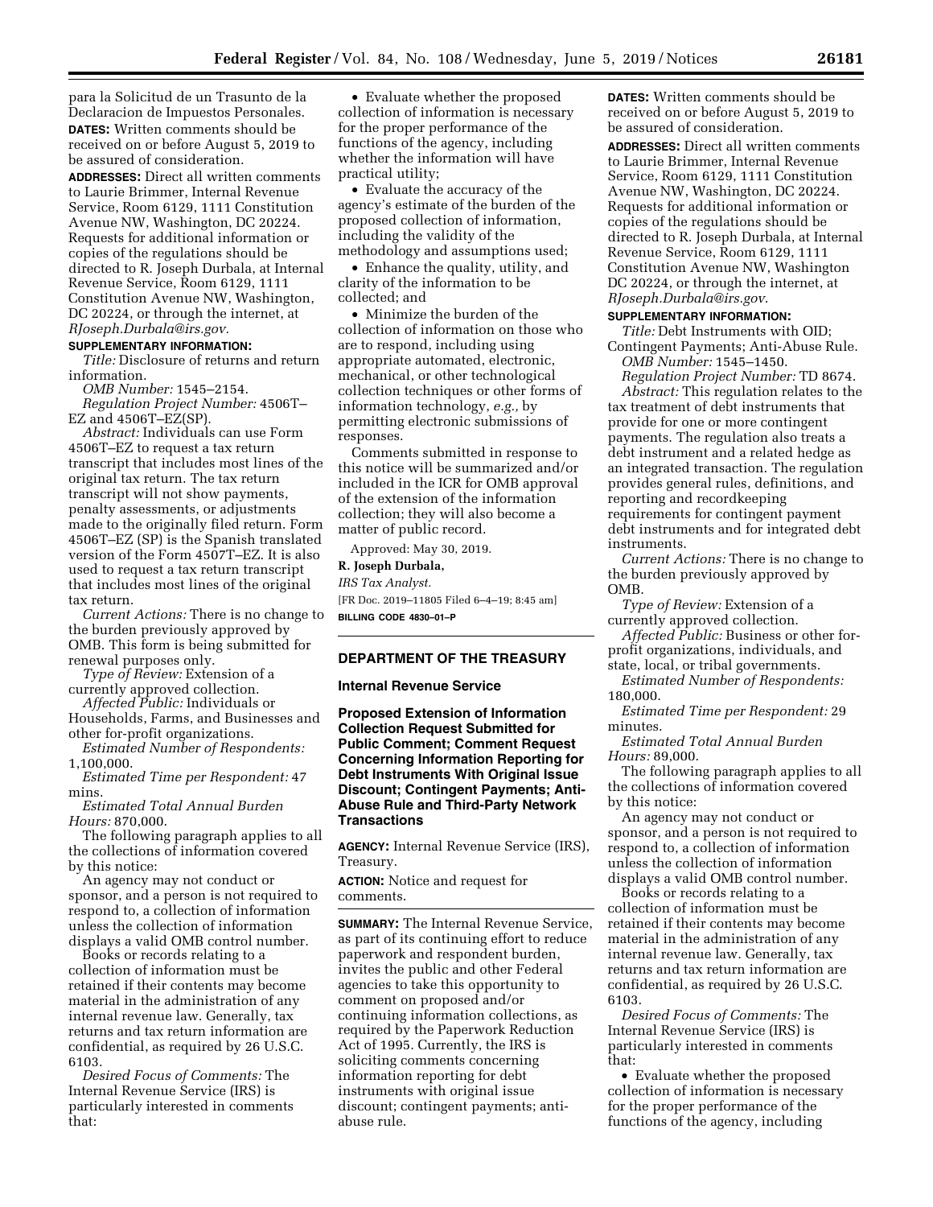para la Solicitud de un Trasunto de la Declaracion de Impuestos Personales.

**DATES:** Written comments should be received on or before August 5, 2019 to be assured of consideration.

**ADDRESSES:** Direct all written comments to Laurie Brimmer, Internal Revenue Service, Room 6129, 1111 Constitution Avenue NW, Washington, DC 20224. Requests for additional information or copies of the regulations should be directed to R. Joseph Durbala, at Internal Revenue Service, Room 6129, 1111 Constitution Avenue NW, Washington, DC 20224, or through the internet, at *RJoseph.Durbala@irs.gov.*

**SUPPLEMENTARY INFORMATION:**

*Title:* Disclosure of returns and return information.

*OMB Number:* 1545–2154.

*Regulation Project Number:* 4506T–EZ and 4506T–EZ(SP).

*Abstract:* Individuals can use Form 4506T–EZ to request a tax return transcript that includes most lines of the original tax return. The tax return transcript will not show payments, penalty assessments, or adjustments made to the originally filed return. Form 4506T–EZ (SP) is the Spanish translated version of the Form 4507T–EZ. It is also used to request a tax return transcript that includes most lines of the original tax return.

*Current Actions:* There is no change to the burden previously approved by OMB. This form is being submitted for renewal purposes only.

*Type of Review:* Extension of a currently approved collection.

*Affected Public:* Individuals or Households, Farms, and Businesses and other for-profit organizations.

*Estimated Number of Respondents:* 1,100,000.

*Estimated Time per Respondent:* 47 mins.

*Estimated Total Annual Burden Hours:* 870,000.

The following paragraph applies to all the collections of information covered by this notice:

An agency may not conduct or sponsor, and a person is not required to respond to, a collection of information unless the collection of information displays a valid OMB control number.

Books or records relating to a collection of information must be retained if their contents may become material in the administration of any internal revenue law. Generally, tax returns and tax return information are confidential, as required by 26 U.S.C. 6103.

*Desired Focus of Comments:* The Internal Revenue Service (IRS) is particularly interested in comments that:

- Evaluate whether the proposed collection of information is necessary for the proper performance of the functions of the agency, including whether the information will have practical utility;
- Evaluate the accuracy of the agency's estimate of the burden of the proposed collection of information, including the validity of the methodology and assumptions used;
- Enhance the quality, utility, and clarity of the information to be collected; and
- Minimize the burden of the collection of information on those who are to respond, including using appropriate automated, electronic, mechanical, or other technological collection techniques or other forms of information technology, *e.g.,* by permitting electronic submissions of responses.

Comments submitted in response to this notice will be summarized and/or included in the ICR for OMB approval of the extension of the information collection; they will also become a matter of public record.

Approved: May 30, 2019.

**R. Joseph Durbala,**

*IRS Tax Analyst.*

[FR Doc. 2019–11805 Filed 6–4–19; 8:45 am]

**BILLING CODE 4830–01–P**

## DEPARTMENT OF THE TREASURY

### Internal Revenue Service

### Proposed Extension of Information Collection Request Submitted for Public Comment; Comment Request Concerning Information Reporting for Debt Instruments With Original Issue Discount; Contingent Payments; Anti-Abuse Rule and Third-Party Network Transactions

**AGENCY:** Internal Revenue Service (IRS), Treasury.

**ACTION:** Notice and request for comments.

**SUMMARY:** The Internal Revenue Service, as part of its continuing effort to reduce paperwork and respondent burden, invites the public and other Federal agencies to take this opportunity to comment on proposed and/or continuing information collections, as required by the Paperwork Reduction Act of 1995. Currently, the IRS is soliciting comments concerning information reporting for debt instruments with original issue discount; contingent payments; anti-abuse rule.

**DATES:** Written comments should be received on or before August 5, 2019 to be assured of consideration.

**ADDRESSES:** Direct all written comments to Laurie Brimmer, Internal Revenue Service, Room 6129, 1111 Constitution Avenue NW, Washington, DC 20224. Requests for additional information or copies of the regulations should be directed to R. Joseph Durbala, at Internal Revenue Service, Room 6129, 1111 Constitution Avenue NW, Washington DC 20224, or through the internet, at *RJoseph.Durbala@irs.gov*.

**SUPPLEMENTARY INFORMATION:**

*Title:* Debt Instruments with OID; Contingent Payments; Anti-Abuse Rule.

*OMB Number:* 1545–1450.

*Regulation Project Number:* TD 8674.

*Abstract:* This regulation relates to the tax treatment of debt instruments that provide for one or more contingent payments. The regulation also treats a debt instrument and a related hedge as an integrated transaction. The regulation provides general rules, definitions, and reporting and recordkeeping requirements for contingent payment debt instruments and for integrated debt instruments.

*Current Actions:* There is no change to the burden previously approved by OMB.

*Type of Review:* Extension of a currently approved collection.

*Affected Public:* Business or other for-profit organizations, individuals, and state, local, or tribal governments.

*Estimated Number of Respondents:* 180,000.

*Estimated Time per Respondent:* 29 minutes.

*Estimated Total Annual Burden Hours:* 89,000.

The following paragraph applies to all the collections of information covered by this notice:

An agency may not conduct or sponsor, and a person is not required to respond to, a collection of information unless the collection of information displays a valid OMB control number.

Books or records relating to a collection of information must be retained if their contents may become material in the administration of any internal revenue law. Generally, tax returns and tax return information are confidential, as required by 26 U.S.C. 6103.

*Desired Focus of Comments:* The Internal Revenue Service (IRS) is particularly interested in comments that:

- Evaluate whether the proposed collection of information is necessary for the proper performance of the functions of the agency, including